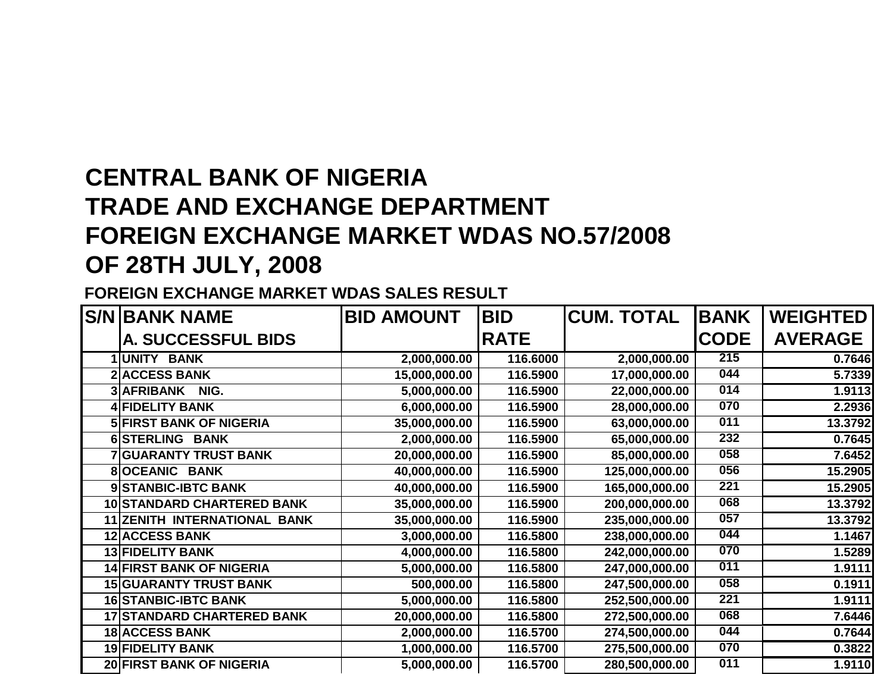# CENTRAL BANK OF NIGERIA
# TRADE AND EXCHANGE DEPARTMENT
# FOREIGN EXCHANGE MARKET WDAS NO.57/2008
# OF 28TH JULY, 2008

**FOREIGN EXCHANGE MARKET WDAS SALES RESULT**

| S/N | BANK NAME<br>A. SUCCESSFUL BIDS | BID AMOUNT | BID RATE | CUM. TOTAL | BANK CODE | WEIGHTED AVERAGE |
|---|---|---|---|---|---|---|
| 1 | UNITY BANK | 2,000,000.00 | 116.6000 | 2,000,000.00 | 215 | 0.7646 |
| 2 | ACCESS BANK | 15,000,000.00 | 116.5900 | 17,000,000.00 | 044 | 5.7339 |
| 3 | AFRIBANK NIG. | 5,000,000.00 | 116.5900 | 22,000,000.00 | 014 | 1.9113 |
| 4 | FIDELITY BANK | 6,000,000.00 | 116.5900 | 28,000,000.00 | 070 | 2.2936 |
| 5 | FIRST BANK OF NIGERIA | 35,000,000.00 | 116.5900 | 63,000,000.00 | 011 | 13.3792 |
| 6 | STERLING BANK | 2,000,000.00 | 116.5900 | 65,000,000.00 | 232 | 0.7645 |
| 7 | GUARANTY TRUST BANK | 20,000,000.00 | 116.5900 | 85,000,000.00 | 058 | 7.6452 |
| 8 | OCEANIC BANK | 40,000,000.00 | 116.5900 | 125,000,000.00 | 056 | 15.2905 |
| 9 | STANBIC-IBTC BANK | 40,000,000.00 | 116.5900 | 165,000,000.00 | 221 | 15.2905 |
| 10 | STANDARD CHARTERED BANK | 35,000,000.00 | 116.5900 | 200,000,000.00 | 068 | 13.3792 |
| 11 | ZENITH INTERNATIONAL BANK | 35,000,000.00 | 116.5900 | 235,000,000.00 | 057 | 13.3792 |
| 12 | ACCESS BANK | 3,000,000.00 | 116.5800 | 238,000,000.00 | 044 | 1.1467 |
| 13 | FIDELITY BANK | 4,000,000.00 | 116.5800 | 242,000,000.00 | 070 | 1.5289 |
| 14 | FIRST BANK OF NIGERIA | 5,000,000.00 | 116.5800 | 247,000,000.00 | 011 | 1.9111 |
| 15 | GUARANTY TRUST BANK | 500,000.00 | 116.5800 | 247,500,000.00 | 058 | 0.1911 |
| 16 | STANBIC-IBTC BANK | 5,000,000.00 | 116.5800 | 252,500,000.00 | 221 | 1.9111 |
| 17 | STANDARD CHARTERED BANK | 20,000,000.00 | 116.5800 | 272,500,000.00 | 068 | 7.6446 |
| 18 | ACCESS BANK | 2,000,000.00 | 116.5700 | 274,500,000.00 | 044 | 0.7644 |
| 19 | FIDELITY BANK | 1,000,000.00 | 116.5700 | 275,500,000.00 | 070 | 0.3822 |
| 20 | FIRST BANK OF NIGERIA | 5,000,000.00 | 116.5700 | 280,500,000.00 | 011 | 1.9110 |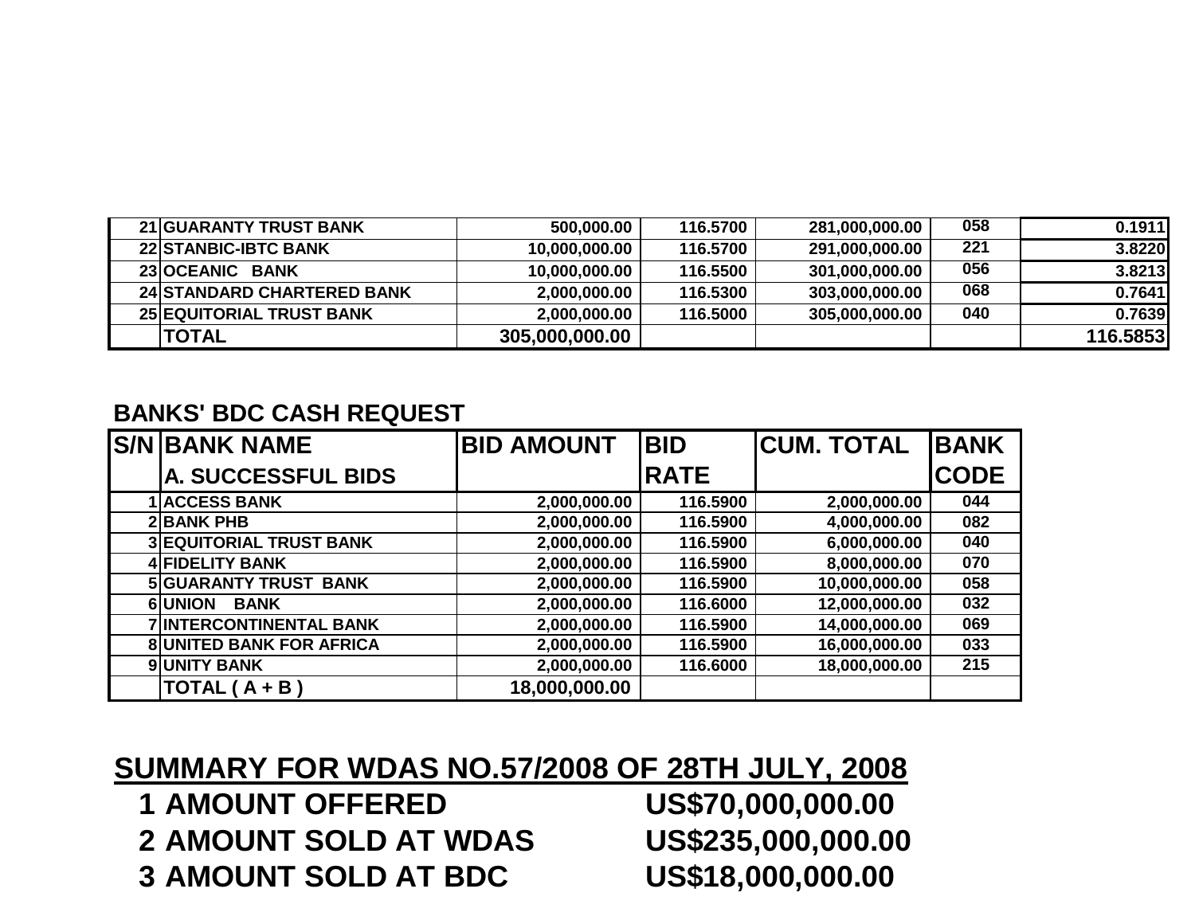| | | | | | | |
|---|---|---|---|---|---|---|
| 21 | GUARANTY TRUST BANK | 500,000.00 | 116.5700 | 281,000,000.00 | 058 | 0.1911 |
| 22 | STANBIC-IBTC BANK | 10,000,000.00 | 116.5700 | 291,000,000.00 | 221 | 3.8220 |
| 23 | OCEANIC BANK | 10,000,000.00 | 116.5500 | 301,000,000.00 | 056 | 3.8213 |
| 24 | STANDARD CHARTERED BANK | 2,000,000.00 | 116.5300 | 303,000,000.00 | 068 | 0.7641 |
| 25 | EQUITORIAL TRUST BANK | 2,000,000.00 | 116.5000 | 305,000,000.00 | 040 | 0.7639 |
| | TOTAL | 305,000,000.00 | | | | 116.5853 |

## BANKS' BDC CASH REQUEST

| S/N | BANK NAME<br>A. SUCCESSFUL BIDS | BID AMOUNT | BID RATE | CUM. TOTAL | BANK CODE |
|---|---|---|---|---|---|
| 1 | ACCESS BANK | 2,000,000.00 | 116.5900 | 2,000,000.00 | 044 |
| 2 | BANK PHB | 2,000,000.00 | 116.5900 | 4,000,000.00 | 082 |
| 3 | EQUITORIAL TRUST BANK | 2,000,000.00 | 116.5900 | 6,000,000.00 | 040 |
| 4 | FIDELITY BANK | 2,000,000.00 | 116.5900 | 8,000,000.00 | 070 |
| 5 | GUARANTY TRUST BANK | 2,000,000.00 | 116.5900 | 10,000,000.00 | 058 |
| 6 | UNION BANK | 2,000,000.00 | 116.6000 | 12,000,000.00 | 032 |
| 7 | INTERCONTINENTAL BANK | 2,000,000.00 | 116.5900 | 14,000,000.00 | 069 |
| 8 | UNITED BANK FOR AFRICA | 2,000,000.00 | 116.5900 | 16,000,000.00 | 033 |
| 9 | UNITY BANK | 2,000,000.00 | 116.6000 | 18,000,000.00 | 215 |
| | TOTAL ( A + B ) | 18,000,000.00 | | | |

## SUMMARY FOR WDAS NO.57/2008 OF 28TH JULY, 2008

1. AMOUNT OFFERED — US$70,000,000.00
2. AMOUNT SOLD AT WDAS — US$235,000,000.00
3. AMOUNT SOLD AT BDC — US$18,000,000.00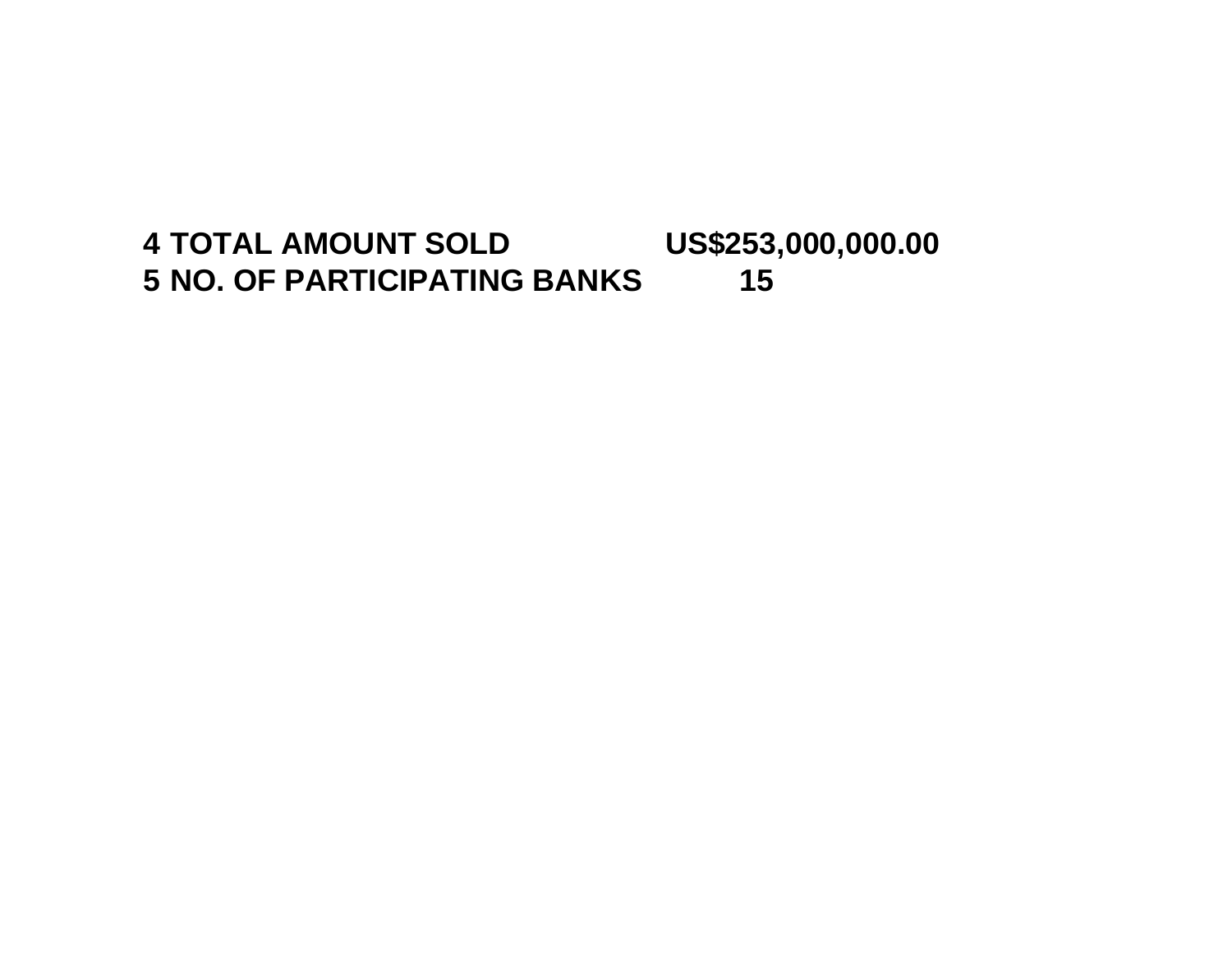| | | |
|---|---|---|
| **4** | **TOTAL AMOUNT SOLD** | **US$253,000,000.00** |
| **5** | **NO. OF PARTICIPATING BANKS** | **15** |